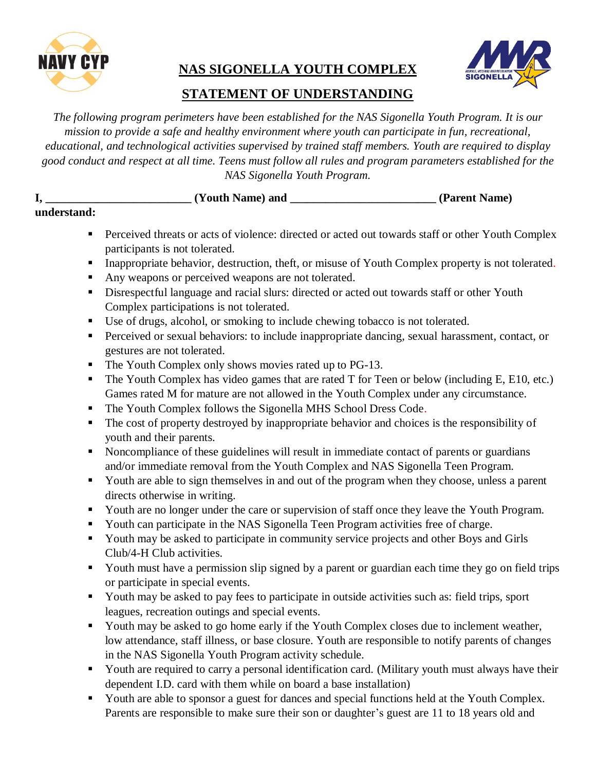# NAS SIGONELLA YOUTH COMPLEX

## STATEMENT OF UNDERSTANDING

*The following program perimeters have been established for the NAS Sigonella Youth Program. It is our mission to provide a safe and healthy environment where youth can participate in fun, recreational, educational, and technological activities supervised by trained staff members. Youth are required to display good conduct and respect at all time. Teens must follow all rules and program parameters established for the NAS Sigonella Youth Program.*

**I, ________________________ (Youth Name) and ________________________ (Parent Name) understand:**

- Perceived threats or acts of violence: directed or acted out towards staff or other Youth Complex participants is not tolerated.
- Inappropriate behavior, destruction, theft, or misuse of Youth Complex property is not tolerated.
- Any weapons or perceived weapons are not tolerated.
- Disrespectful language and racial slurs: directed or acted out towards staff or other Youth Complex participations is not tolerated.
- Use of drugs, alcohol, or smoking to include chewing tobacco is not tolerated.
- Perceived or sexual behaviors: to include inappropriate dancing, sexual harassment, contact, or gestures are not tolerated.
- The Youth Complex only shows movies rated up to PG-13.
- The Youth Complex has video games that are rated T for Teen or below (including E, E10, etc.) Games rated M for mature are not allowed in the Youth Complex under any circumstance.
- The Youth Complex follows the Sigonella MHS School Dress Code.
- The cost of property destroyed by inappropriate behavior and choices is the responsibility of youth and their parents.
- Noncompliance of these guidelines will result in immediate contact of parents or guardians and/or immediate removal from the Youth Complex and NAS Sigonella Teen Program.
- Youth are able to sign themselves in and out of the program when they choose, unless a parent directs otherwise in writing.
- Youth are no longer under the care or supervision of staff once they leave the Youth Program.
- Youth can participate in the NAS Sigonella Teen Program activities free of charge.
- Youth may be asked to participate in community service projects and other Boys and Girls Club/4-H Club activities.
- Youth must have a permission slip signed by a parent or guardian each time they go on field trips or participate in special events.
- Youth may be asked to pay fees to participate in outside activities such as: field trips, sport leagues, recreation outings and special events.
- Youth may be asked to go home early if the Youth Complex closes due to inclement weather, low attendance, staff illness, or base closure. Youth are responsible to notify parents of changes in the NAS Sigonella Youth Program activity schedule.
- Youth are required to carry a personal identification card. (Military youth must always have their dependent I.D. card with them while on board a base installation)
- Youth are able to sponsor a guest for dances and special functions held at the Youth Complex. Parents are responsible to make sure their son or daughter's guest are 11 to 18 years old and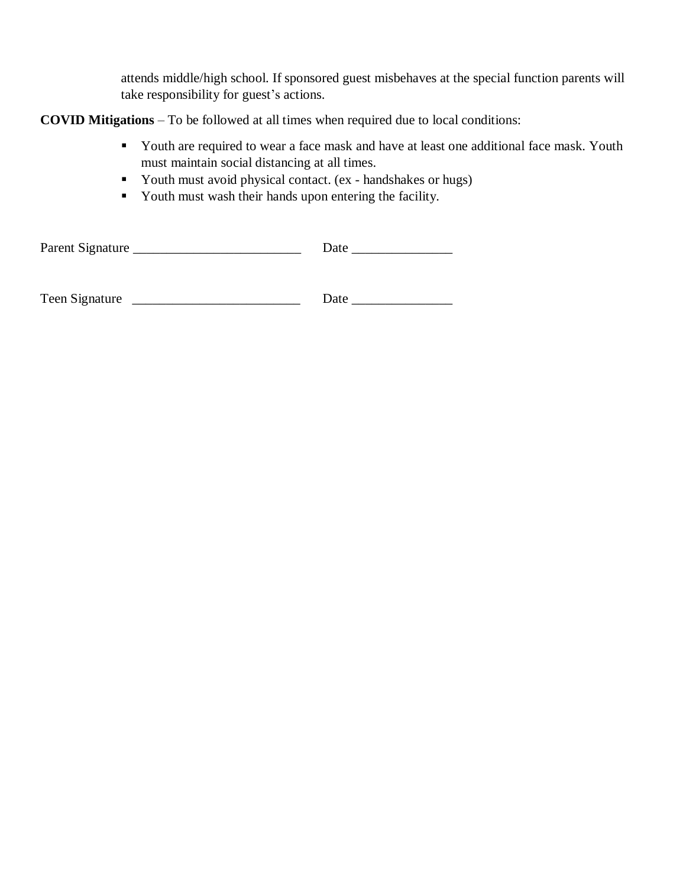attends middle/high school. If sponsored guest misbehaves at the special function parents will take responsibility for guest's actions.

**COVID Mitigations** – To be followed at all times when required due to local conditions:

- Youth are required to wear a face mask and have at least one additional face mask. Youth must maintain social distancing at all times.
- Youth must avoid physical contact. (ex - handshakes or hugs)
- Youth must wash their hands upon entering the facility.

Parent Signature _________________________ Date _______________

Teen Signature _________________________ Date _______________